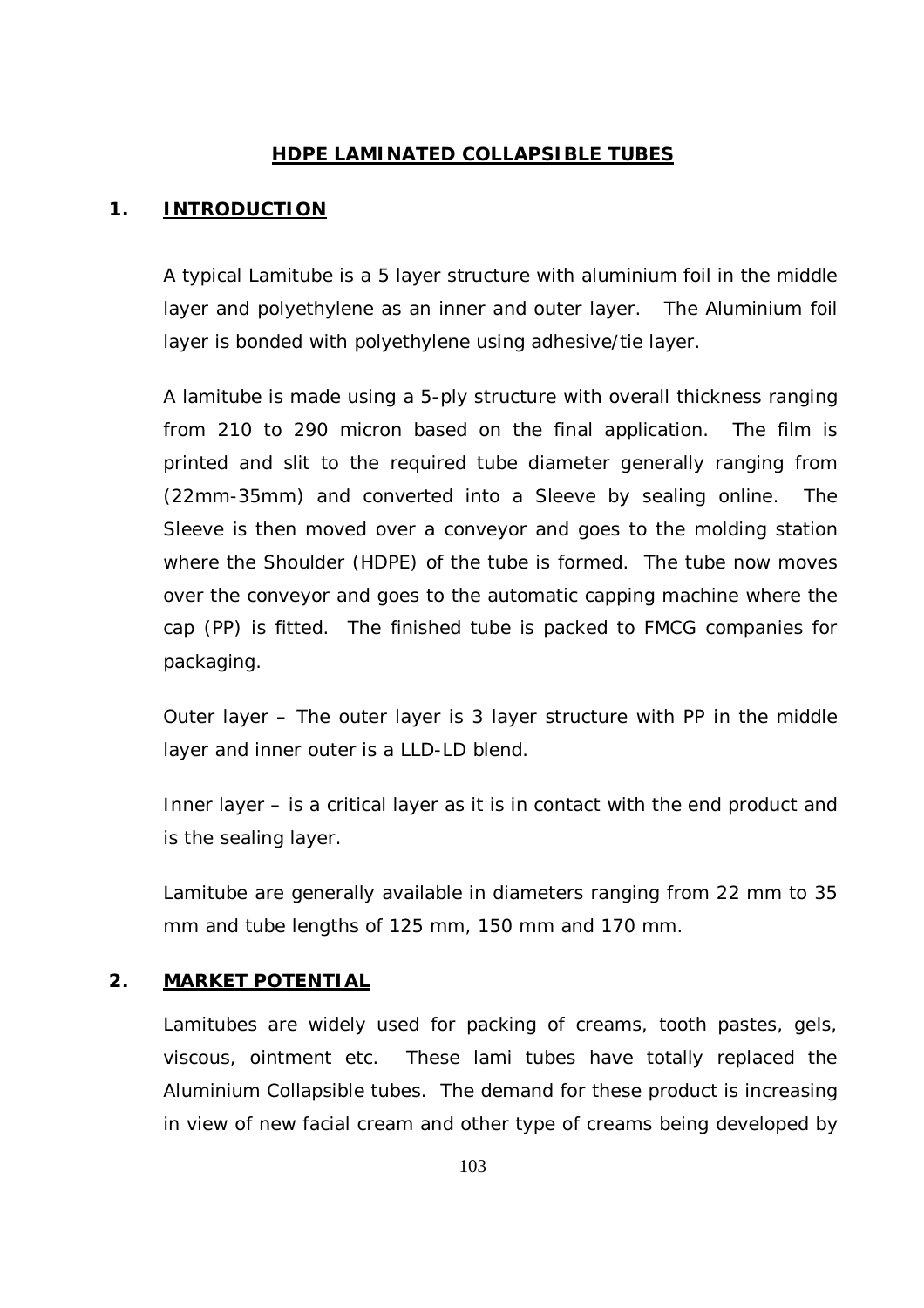# HDPE LAMINATED COLLAPSIBLE TUBES

## 1. INTRODUCTION

A typical Lamitube is a 5 layer structure with aluminium foil in the middle layer and polyethylene as an inner and outer layer. The Aluminium foil layer is bonded with polyethylene using adhesive/tie layer.

A lamitube is made using a 5-ply structure with overall thickness ranging from 210 to 290 micron based on the final application. The film is printed and slit to the required tube diameter generally ranging from (22mm-35mm) and converted into a Sleeve by sealing online. The Sleeve is then moved over a conveyor and goes to the molding station where the Shoulder (HDPE) of the tube is formed. The tube now moves over the conveyor and goes to the automatic capping machine where the cap (PP) is fitted. The finished tube is packed to FMCG companies for packaging.

Outer layer – The outer layer is 3 layer structure with PP in the middle layer and inner outer is a LLD-LD blend.

Inner layer – is a critical layer as it is in contact with the end product and is the sealing layer.

Lamitube are generally available in diameters ranging from 22 mm to 35 mm and tube lengths of 125 mm, 150 mm and 170 mm.

## 2. MARKET POTENTIAL

Lamitubes are widely used for packing of creams, tooth pastes, gels, viscous, ointment etc. These lami tubes have totally replaced the Aluminium Collapsible tubes. The demand for these product is increasing in view of new facial cream and other type of creams being developed by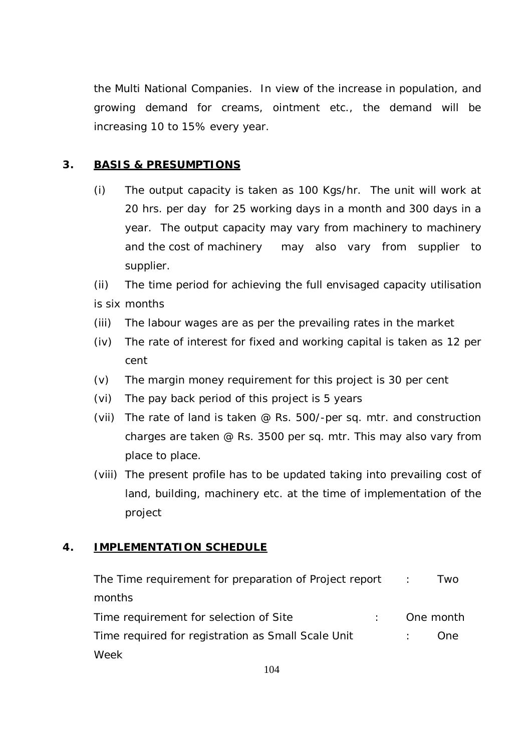the Multi National Companies. In view of the increase in population, and growing demand for creams, ointment etc., the demand will be increasing 10 to 15% every year.

## 3. BASIS & PRESUMPTIONS

(i) The output capacity is taken as 100 Kgs/hr. The unit will work at 20 hrs. per day for 25 working days in a month and 300 days in a year. The output capacity may vary from machinery to machinery and the cost of machinery may also vary from supplier to supplier.

(ii) The time period for achieving the full envisaged capacity utilisation is six months

(iii) The labour wages are as per the prevailing rates in the market

(iv) The rate of interest for fixed and working capital is taken as 12 per cent

(v) The margin money requirement for this project is 30 per cent

(vi) The pay back period of this project is 5 years

(vii) The rate of land is taken @ Rs. 500/-per sq. mtr. and construction charges are taken @ Rs. 3500 per sq. mtr. This may also vary from place to place.

(viii) The present profile has to be updated taking into prevailing cost of land, building, machinery etc. at the time of implementation of the project

## 4. IMPLEMENTATION SCHEDULE

The Time requirement for preparation of Project report : Two months

Time requirement for selection of Site : One month

Time required for registration as Small Scale Unit : One Week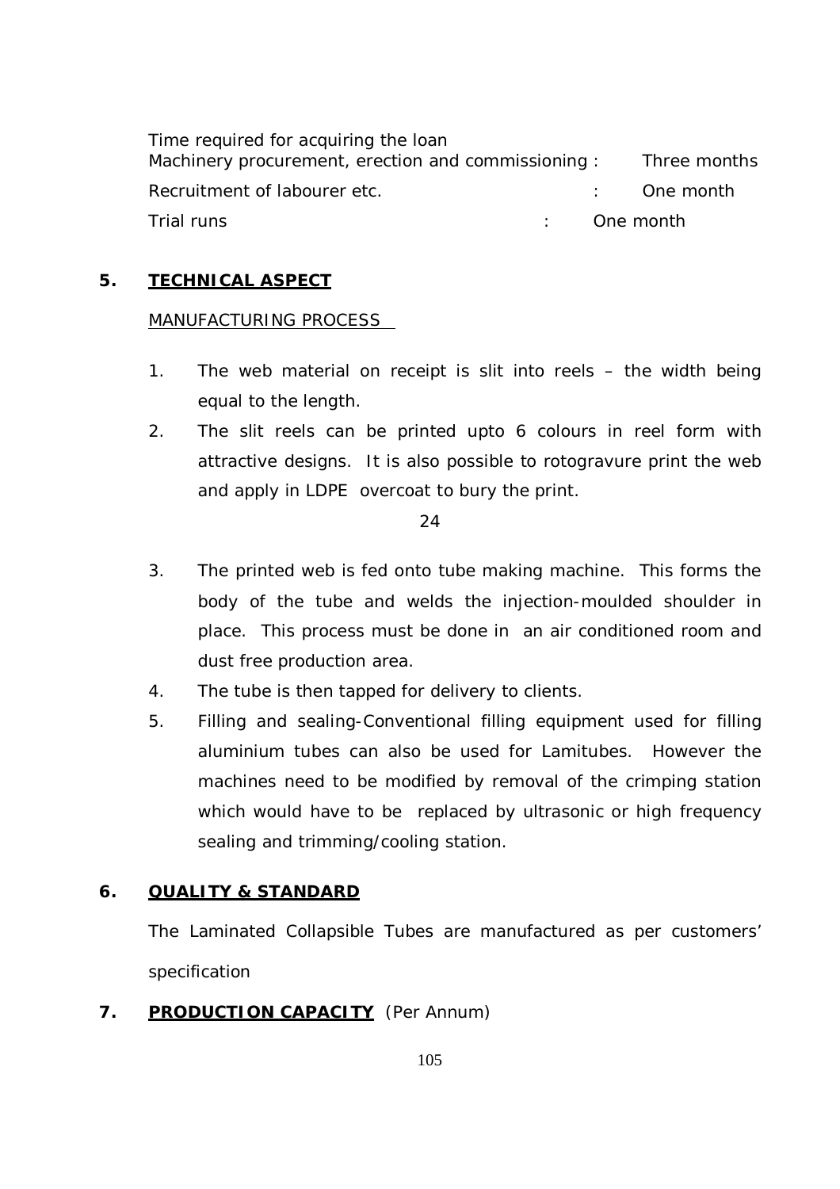Time required for acquiring the loan

| | | |
|---|---|---|
| Machinery procurement, erection and commissioning | : | Three months |
| Recruitment of labourer etc. | : | One month |
| Trial runs | : | One month |

## 5. TECHNICAL ASPECT

MANUFACTURING PROCESS

1. The web material on receipt is slit into reels – the width being equal to the length.
2. The slit reels can be printed upto 6 colours in reel form with attractive designs. It is also possible to rotogravure print the web and apply in LDPE overcoat to bury the print.
3. The printed web is fed onto tube making machine. This forms the body of the tube and welds the injection-moulded shoulder in place. This process must be done in an air conditioned room and dust free production area.
4. The tube is then tapped for delivery to clients.
5. Filling and sealing-Conventional filling equipment used for filling aluminium tubes can also be used for Lamitubes. However the machines need to be modified by removal of the crimping station which would have to be replaced by ultrasonic or high frequency sealing and trimming/cooling station.

## 6. QUALITY & STANDARD

The Laminated Collapsible Tubes are manufactured as per customers' specification

## 7. PRODUCTION CAPACITY (Per Annum)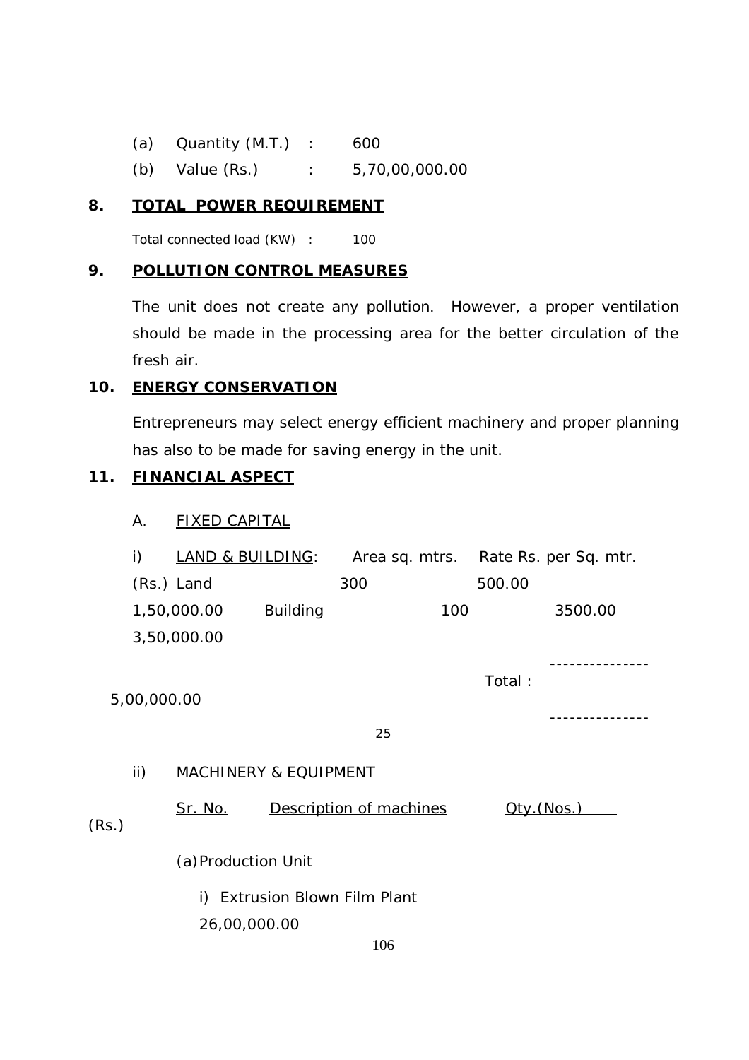(a) Quantity (M.T.) : 600

(b) Value (Rs.) : 5,70,00,000.00

## 8. TOTAL POWER REQUIREMENT

Total connected load (KW) : 100

## 9. POLLUTION CONTROL MEASURES

The unit does not create any pollution. However, a proper ventilation should be made in the processing area for the better circulation of the fresh air.

## 10. ENERGY CONSERVATION

Entrepreneurs may select energy efficient machinery and proper planning has also to be made for saving energy in the unit.

## 11. FINANCIAL ASPECT

A. FIXED CAPITAL

i) LAND & BUILDING:

| | Area sq. mtrs. | Rate Rs. per Sq. mtr. | (Rs.) |
|---|---|---|---|
| Land | 300 | 500.00 | 1,50,000.00 |
| Building | 100 | 3500.00 | 3,50,000.00 |
| | | Total : | 5,00,000.00 |

25

ii) MACHINERY & EQUIPMENT

| Sr. No. | Description of machines | Qty.(Nos.) | (Rs.) |
|---|---|---|---|
| (a) Production Unit | | | |
| i) | Extrusion Blown Film Plant | | 26,00,000.00 |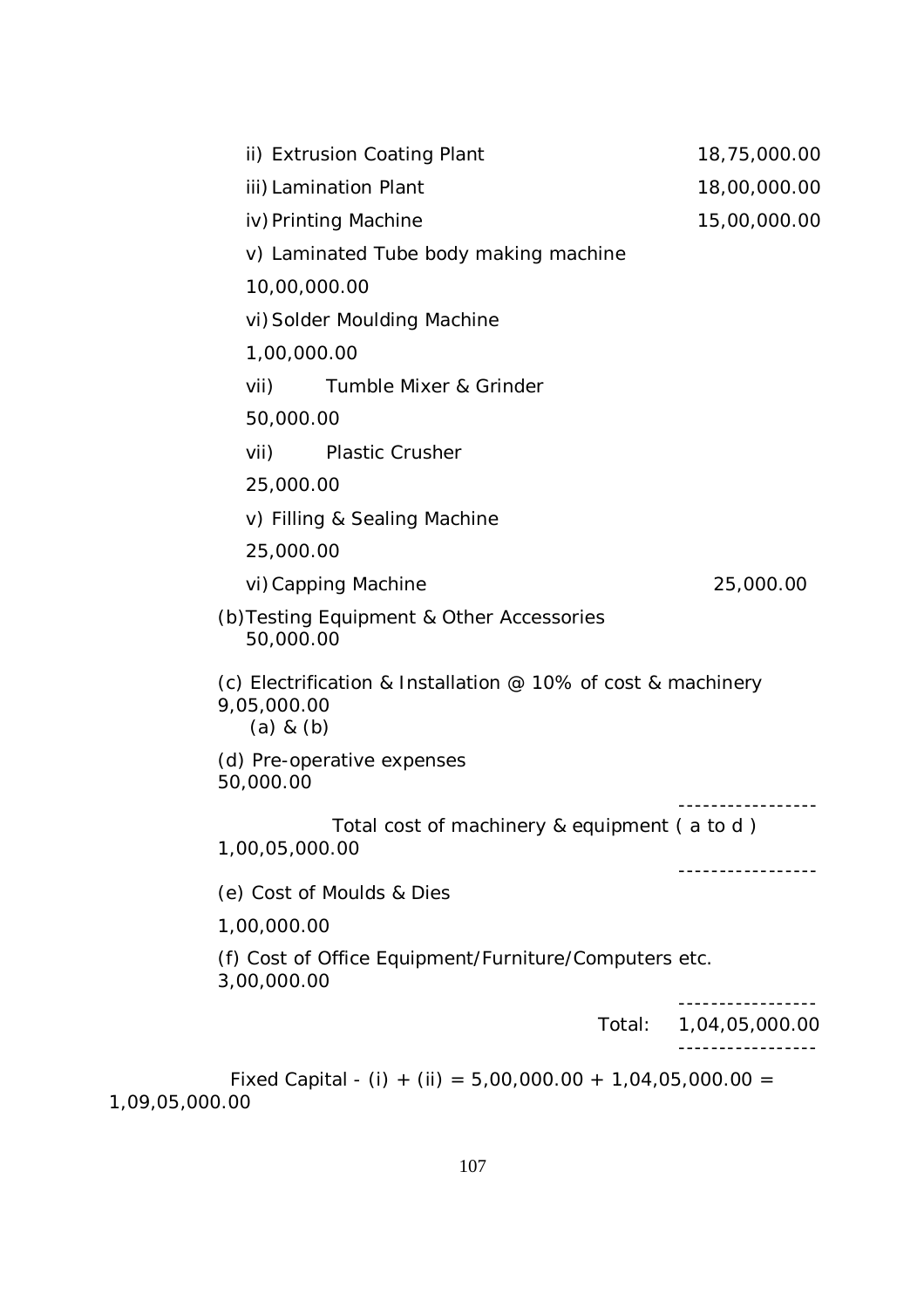| | |
|---|---|
| ii) Extrusion Coating Plant | 18,75,000.00 |
| iii) Lamination Plant | 18,00,000.00 |
| iv) Printing Machine | 15,00,000.00 |
| v) Laminated Tube body making machine | 10,00,000.00 |
| vi) Solder Moulding Machine | 1,00,000.00 |
| vii) Tumble Mixer & Grinder | 50,000.00 |
| vii) Plastic Crusher | 25,000.00 |
| v) Filling & Sealing Machine | 25,000.00 |
| vi) Capping Machine | 25,000.00 |
| (b) Testing Equipment & Other Accessories | 50,000.00 |
| (c) Electrification & Installation @ 10% of cost & machinery (a) & (b) | 9,05,000.00 |
| (d) Pre-operative expenses | 50,000.00 |
| Total cost of machinery & equipment ( a to d ) | 1,00,05,000.00 |
| (e) Cost of Moulds & Dies | 1,00,000.00 |
| (f) Cost of Office Equipment/Furniture/Computers etc. | 3,00,000.00 |
| Total: | 1,04,05,000.00 |

Fixed Capital - (i) + (ii) = 5,00,000.00 + 1,04,05,000.00 = 1,09,05,000.00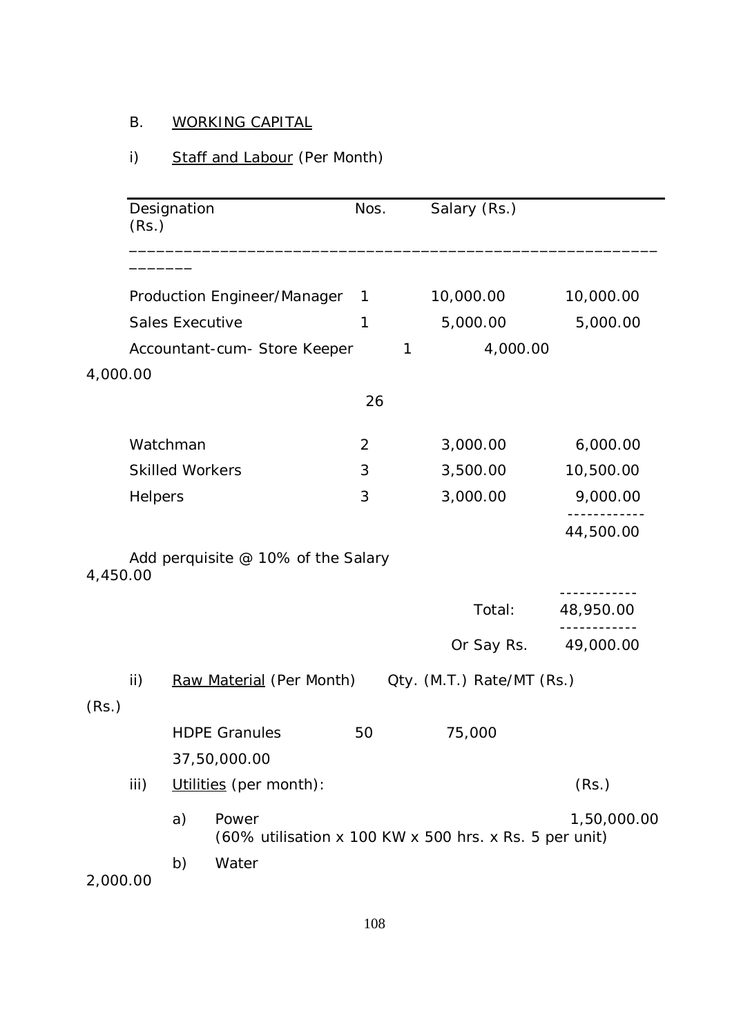B. <u>WORKING CAPITAL</u>

i) <u>Staff and Labour</u> (Per Month)

| Designation | Nos. | Salary (Rs.) | (Rs.) |
|---|---|---|---|
| Production Engineer/Manager | 1 | 10,000.00 | 10,000.00 |
| Sales Executive | 1 | 5,000.00 | 5,000.00 |
| Accountant-cum- Store Keeper | 1 | 4,000.00 | 4,000.00 |
| | 26 | | |
| Watchman | 2 | 3,000.00 | 6,000.00 |
| Skilled Workers | 3 | 3,500.00 | 10,500.00 |
| Helpers | 3 | 3,000.00 | 9,000.00 |
| | | | 44,500.00 |
| Add perquisite @ 10% of the Salary | | | 4,450.00 |
| | | Total: | 48,950.00 |
| | | Or Say Rs. | 49,000.00 |

ii) <u>Raw Material</u> (Per Month)

| | Qty. (M.T.) | Rate/MT (Rs.) | (Rs.) |
|---|---|---|---|
| HDPE Granules | 50 | 75,000 | 37,50,000.00 |

iii) <u>Utilities</u> (per month):

| | | (Rs.) |
|---|---|---|
| a) | Power (60% utilisation x 100 KW x 500 hrs. x Rs. 5 per unit) | 1,50,000.00 |
| b) | Water | 2,000.00 |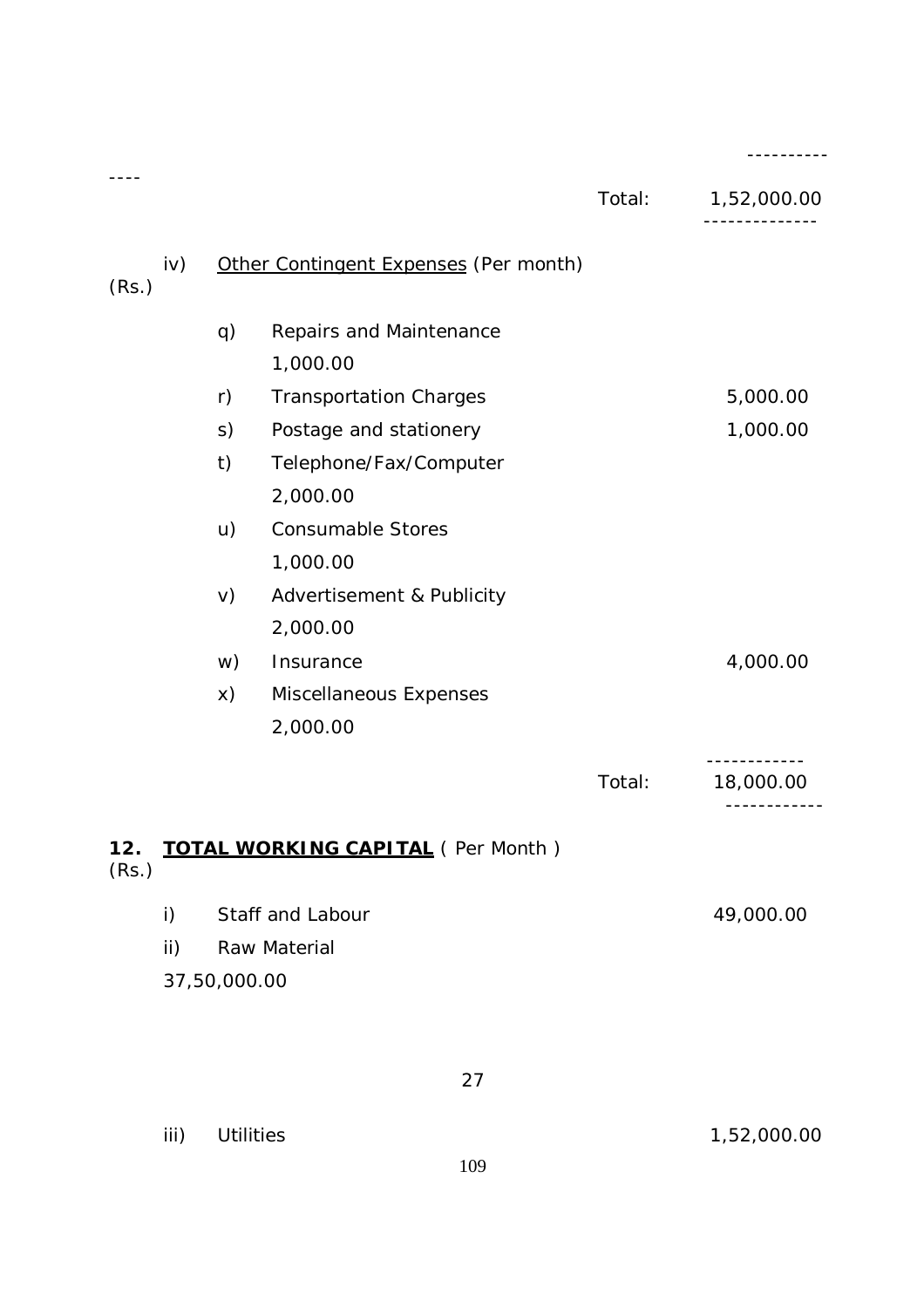| | | Total: | 1,52,000.00 |
|---|---|---|---|

iv) Other Contingent Expenses (Per month) (Rs.)

| | | Amount (Rs.) |
|---|---|---|
| q) | Repairs and Maintenance | 1,000.00 |
| r) | Transportation Charges | 5,000.00 |
| s) | Postage and stationery | 1,000.00 |
| t) | Telephone/Fax/Computer | 2,000.00 |
| u) | Consumable Stores | 1,000.00 |
| v) | Advertisement & Publicity | 2,000.00 |
| w) | Insurance | 4,000.00 |
| x) | Miscellaneous Expenses | 2,000.00 |
| | Total: | 18,000.00 |

## 12. TOTAL WORKING CAPITAL ( Per Month ) (Rs.)

| | | Amount (Rs.) |
|---|---|---|
| i) | Staff and Labour | 49,000.00 |
| ii) | Raw Material | 37,50,000.00 |
| iii) | Utilities | 1,52,000.00 |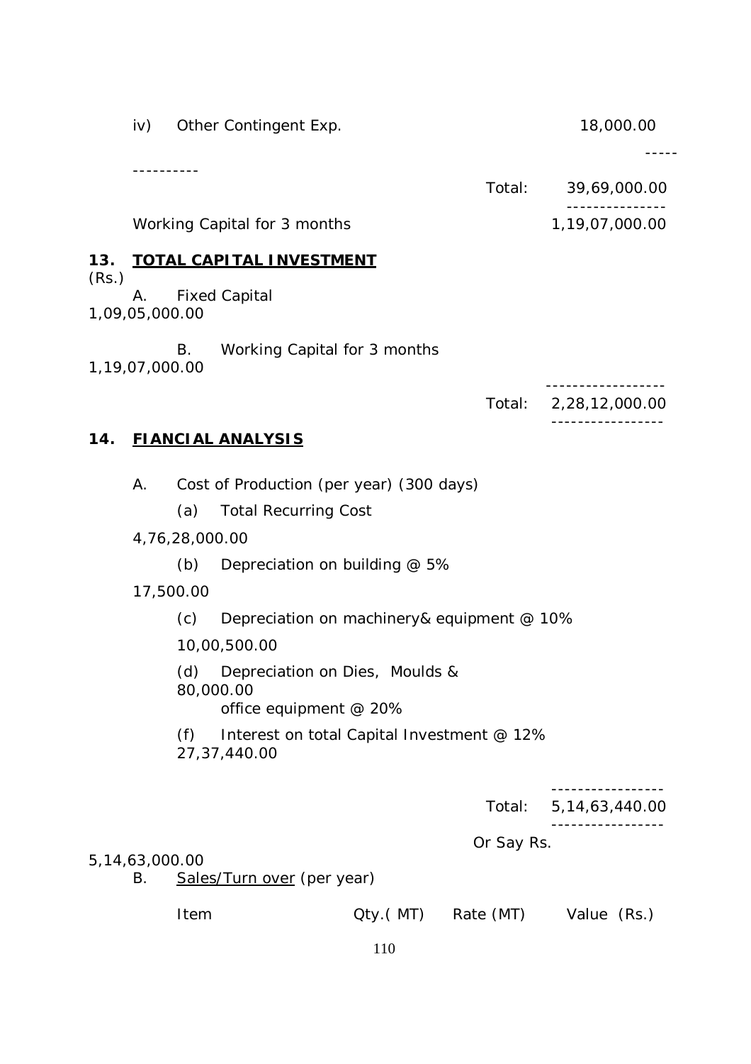iv) Other Contingent Exp. 18,000.00

| | | |
|---|---|---|
| | Total: | 39,69,000.00 |
| Working Capital for 3 months | | 1,19,07,000.00 |

## 13. TOTAL CAPITAL INVESTMENT

(Rs.)

| | | |
|---|---|---|
| A. Fixed Capital | | 1,09,05,000.00 |
| B. Working Capital for 3 months | | 1,19,07,000.00 |
| | Total: | 2,28,12,000.00 |

## 14. FIANCIAL ANALYSIS

A. Cost of Production (per year) (300 days)

| | | |
|---|---|---|
| (a) Total Recurring Cost | | 4,76,28,000.00 |
| (b) Depreciation on building @ 5% | | 17,500.00 |
| (c) Depreciation on machinery& equipment @ 10% | | 10,00,500.00 |
| (d) Depreciation on Dies, Moulds & office equipment @ 20% | | 80,000.00 |
| (f) Interest on total Capital Investment @ 12% | | 27,37,440.00 |
| | Total: | 5,14,63,440.00 |
| | Or Say Rs. | 5,14,63,000.00 |

B. Sales/Turn over (per year)

| Item | Qty.( MT) | Rate (MT) | Value (Rs.) |
|---|---|---|---|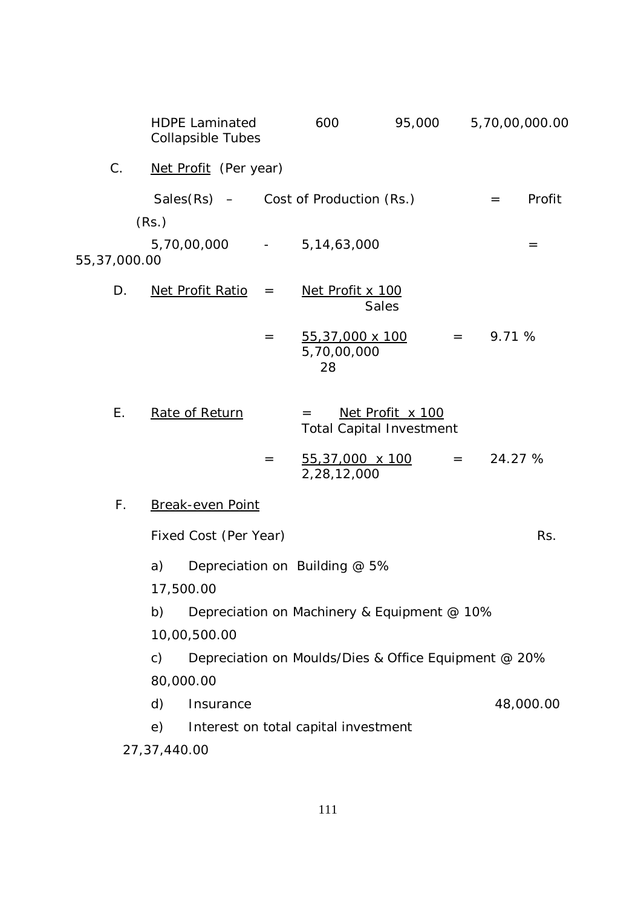| HDPE Laminated Collapsible Tubes | 600 | 95,000 | 5,70,00,000.00 |
|---|---|---|---|

C. Net Profit (Per year)

Sales(Rs) – Cost of Production (Rs.) = Profit (Rs.)

5,70,00,000 - 5,14,63,000 = 55,37,000.00

D. Net Profit Ratio $= \frac{\text{Net Profit} \times 100}{\text{Sales}}$

$= \frac{55,37,000 \times 100}{5,70,00,000} = 9.71\ \%$

28

E. Rate of Return $= \frac{\text{Net Profit} \times 100}{\text{Total Capital Investment}}$

$= \frac{55,37,000 \times 100}{2,28,12,000} = 24.27\ \%$

F. Break-even Point

| Fixed Cost (Per Year) | Rs. |
|---|---|
| a) Depreciation on Building @ 5% | 17,500.00 |
| b) Depreciation on Machinery & Equipment @ 10% | 10,00,500.00 |
| c) Depreciation on Moulds/Dies & Office Equipment @ 20% | 80,000.00 |
| d) Insurance | 48,000.00 |
| e) Interest on total capital investment | 27,37,440.00 |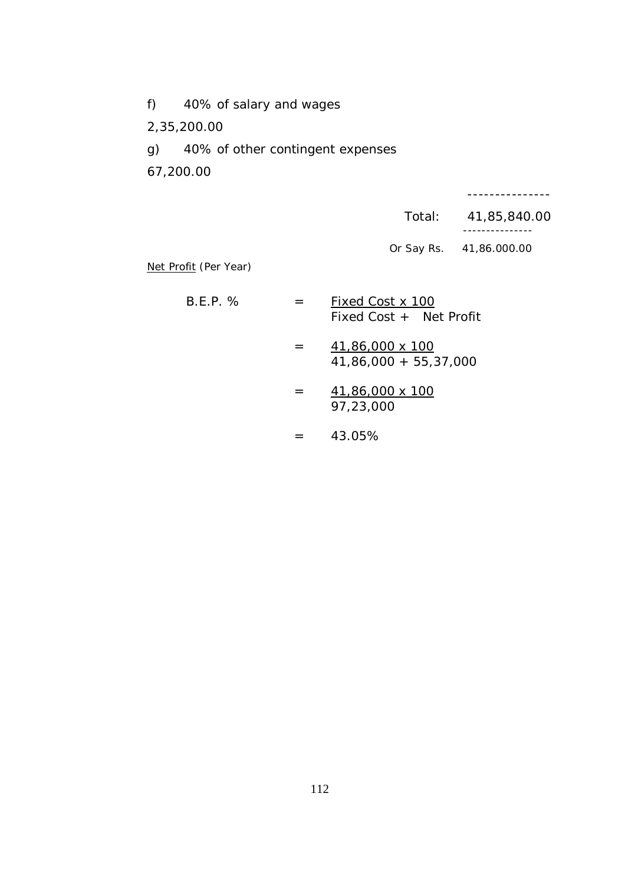f) 40% of salary and wages

2,35,200.00

g) 40% of other contingent expenses

67,200.00

---------------

Total: 41,85,840.00

---------------

Or Say Rs. 41,86.000.00

Net Profit (Per Year)

$$\text{B.E.P. \%} = \frac{\text{Fixed Cost x 100}}{\text{Fixed Cost + Net Profit}}$$

$$= \frac{41,86,000 \text{ x } 100}{41,86,000 + 55,37,000}$$

$$= \frac{41,86,000 \text{ x } 100}{97,23,000}$$

$$= 43.05\%$$